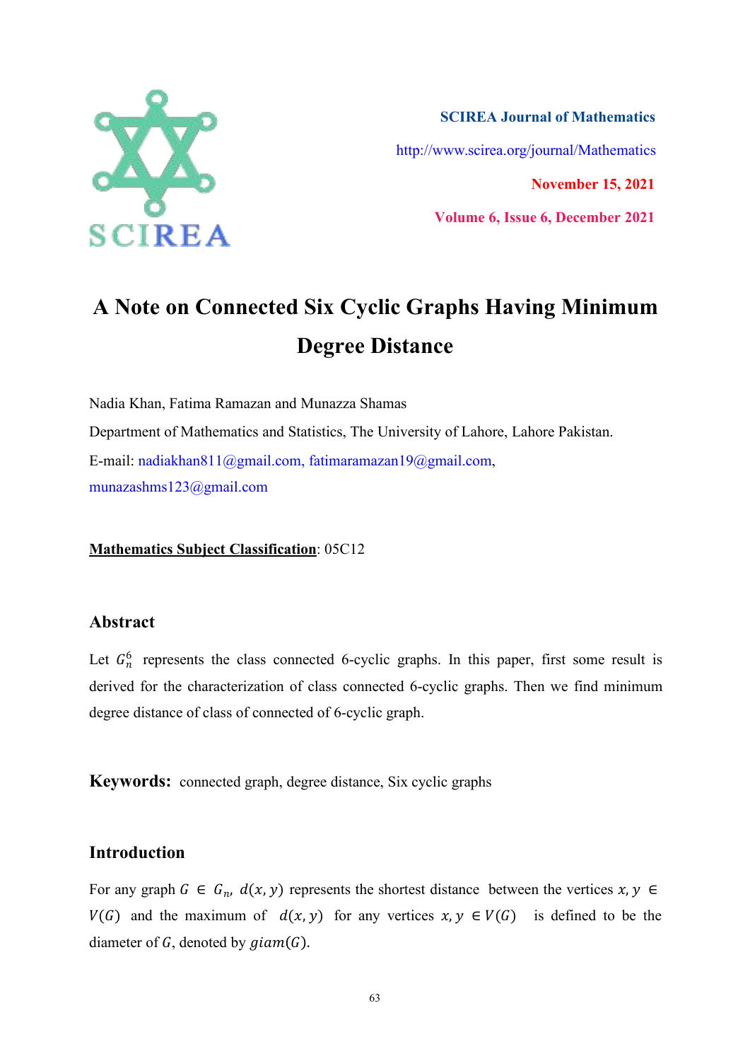SCIREA Journal of Mathematics

http://www.scirea.org/journal/Mathematics

November 15, 2021

Volume 6, Issue 6, December 2021

# A Note on Connected Six Cyclic Graphs Having Minimum Degree Distance

Nadia Khan, Fatima Ramazan and Munazza Shamas

Department of Mathematics and Statistics, The University of Lahore, Lahore Pakistan.

E-mail: nadiakhan811@gmail.com, fatimaramazan19@gmail.com, munazashms123@gmail.com

**Mathematics Subject Classification**: 05C12

## Abstract

Let $G_n^6$ represents the class connected 6-cyclic graphs. In this paper, first some result is derived for the characterization of class connected 6-cyclic graphs. Then we find minimum degree distance of class of connected of 6-cyclic graph.

**Keywords:** connected graph, degree distance, Six cyclic graphs

## Introduction

For any graph $G \in G_n$, $d(x, y)$ represents the shortest distance between the vertices $x, y \in V(G)$ and the maximum of $d(x, y)$ for any vertices $x, y \in V(G)$ is defined to be the diameter of $G$, denoted by $giam(G)$.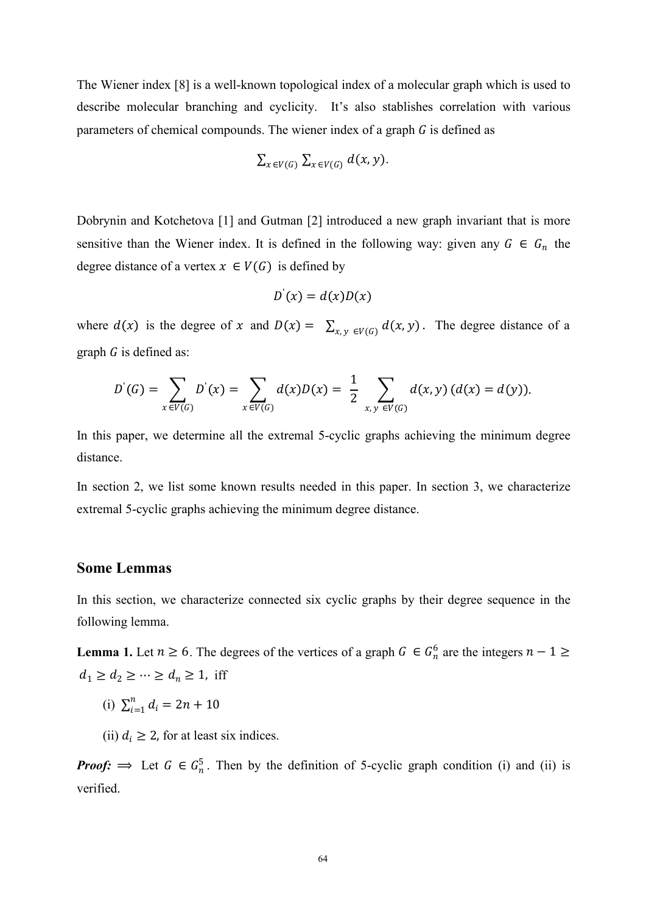The Wiener index [8] is a well-known topological index of a molecular graph which is used to describe molecular branching and cyclicity. It's also stablishes correlation with various parameters of chemical compounds. The wiener index of a graph $G$ is defined as

$$\sum_{x \in V(G)} \sum_{x \in V(G)} d(x, y).$$

Dobrynin and Kotchetova [1] and Gutman [2] introduced a new graph invariant that is more sensitive than the Wiener index. It is defined in the following way: given any $G \in G_n$ the degree distance of a vertex $x \in V(G)$ is defined by

$$D^{'}(x) = d(x)D(x)$$

where $d(x)$ is the degree of $x$ and $D(x) = \sum_{x, y \in V(G)} d(x, y)$. The degree distance of a graph $G$ is defined as:

$$D^{'}(G) = \sum_{x \in V(G)} D^{'}(x) = \sum_{x \in V(G)} d(x)D(x) = \frac{1}{2} \sum_{x, y \in V(G)} d(x, y)\,(d(x) = d(y)).$$

In this paper, we determine all the extremal 5-cyclic graphs achieving the minimum degree distance.

In section 2, we list some known results needed in this paper. In section 3, we characterize extremal 5-cyclic graphs achieving the minimum degree distance.

## Some Lemmas

In this section, we characterize connected six cyclic graphs by their degree sequence in the following lemma.

**Lemma 1.** Let $n \geq 6$. The degrees of the vertices of a graph $G \in G_n^6$ are the integers $n - 1 \geq d_1 \geq d_2 \geq \cdots \geq d_n \geq 1,$ iff

(i) $\sum_{i=1}^{n} d_i = 2n + 10$

(ii) $d_i \geq 2$, for at least six indices.

***Proof:*** $\Longrightarrow$ Let $G \in G_n^5$. Then by the definition of 5-cyclic graph condition (i) and (ii) is verified.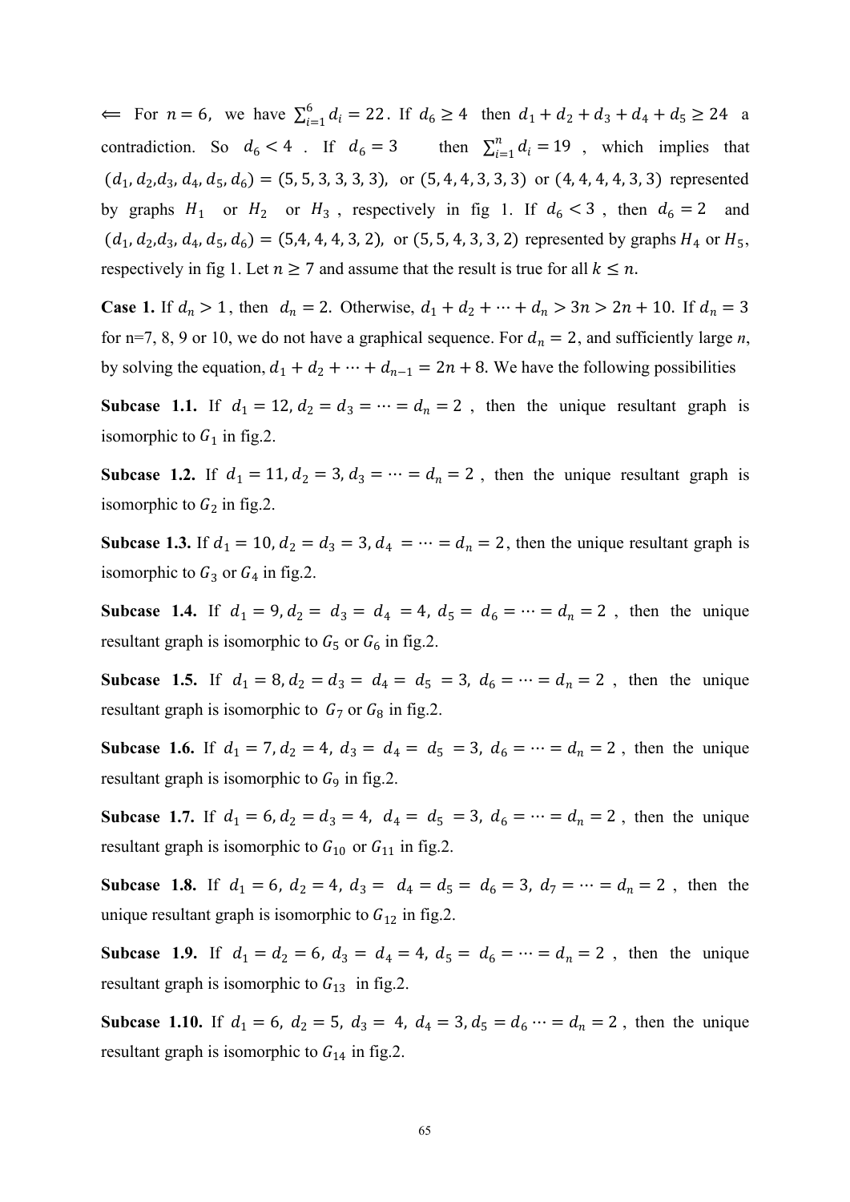$\Leftarrow$ For $n = 6$, we have $\sum_{i=1}^{6} d_i = 22$. If $d_6 \geq 4$ then $d_1 + d_2 + d_3 + d_4 + d_5 \geq 24$ a contradiction. So $d_6 < 4$ . If $d_6 = 3$ then $\sum_{i=1}^{n} d_i = 19$ , which implies that $(d_1, d_2, d_3, d_4, d_5, d_6) = (5, 5, 3, 3, 3, 3)$, or $(5, 4, 4, 3, 3, 3)$ or $(4, 4, 4, 4, 3, 3)$ represented by graphs $H_1$ or $H_2$ or $H_3$ , respectively in fig 1. If $d_6 < 3$ , then $d_6 = 2$ and $(d_1, d_2, d_3, d_4, d_5, d_6) = (5, 4, 4, 4, 3, 2)$, or $(5, 5, 4, 3, 3, 2)$ represented by graphs $H_4$ or $H_5$, respectively in fig 1. Let $n \geq 7$ and assume that the result is true for all $k \leq n$.

**Case 1.** If $d_n > 1$ , then $d_n = 2$. Otherwise, $d_1 + d_2 + \cdots + d_n > 3n > 2n + 10$. If $d_n = 3$ for n=7, 8, 9 or 10, we do not have a graphical sequence. For $d_n = 2$, and sufficiently large *n*, by solving the equation, $d_1 + d_2 + \cdots + d_{n-1} = 2n + 8$. We have the following possibilities

**Subcase 1.1.** If $d_1 = 12, d_2 = d_3 = \cdots = d_n = 2$ , then the unique resultant graph is isomorphic to $G_1$ in fig.2.

**Subcase 1.2.** If $d_1 = 11, d_2 = 3, d_3 = \cdots = d_n = 2$ , then the unique resultant graph is isomorphic to $G_2$ in fig.2.

**Subcase 1.3.** If $d_1 = 10, d_2 = d_3 = 3, d_4 = \cdots = d_n = 2$, then the unique resultant graph is isomorphic to $G_3$ or $G_4$ in fig.2.

**Subcase 1.4.** If $d_1 = 9, d_2 = d_3 = d_4 = 4, d_5 = d_6 = \cdots = d_n = 2$ , then the unique resultant graph is isomorphic to $G_5$ or $G_6$ in fig.2.

**Subcase 1.5.** If $d_1 = 8, d_2 = d_3 = d_4 = d_5 = 3, d_6 = \cdots = d_n = 2$ , then the unique resultant graph is isomorphic to $G_7$ or $G_8$ in fig.2.

**Subcase 1.6.** If $d_1 = 7, d_2 = 4, d_3 = d_4 = d_5 = 3, d_6 = \cdots = d_n = 2$ , then the unique resultant graph is isomorphic to $G_9$ in fig.2.

**Subcase 1.7.** If $d_1 = 6, d_2 = d_3 = 4, d_4 = d_5 = 3, d_6 = \cdots = d_n = 2$ , then the unique resultant graph is isomorphic to $G_{10}$ or $G_{11}$ in fig.2.

**Subcase 1.8.** If $d_1 = 6, d_2 = 4, d_3 = d_4 = d_5 = d_6 = 3, d_7 = \cdots = d_n = 2$ , then the unique resultant graph is isomorphic to $G_{12}$ in fig.2.

**Subcase 1.9.** If $d_1 = d_2 = 6, d_3 = d_4 = 4, d_5 = d_6 = \cdots = d_n = 2$ , then the unique resultant graph is isomorphic to $G_{13}$ in fig.2.

**Subcase 1.10.** If $d_1 = 6, d_2 = 5, d_3 = 4, d_4 = 3, d_5 = d_6 \cdots = d_n = 2$ , then the unique resultant graph is isomorphic to $G_{14}$ in fig.2.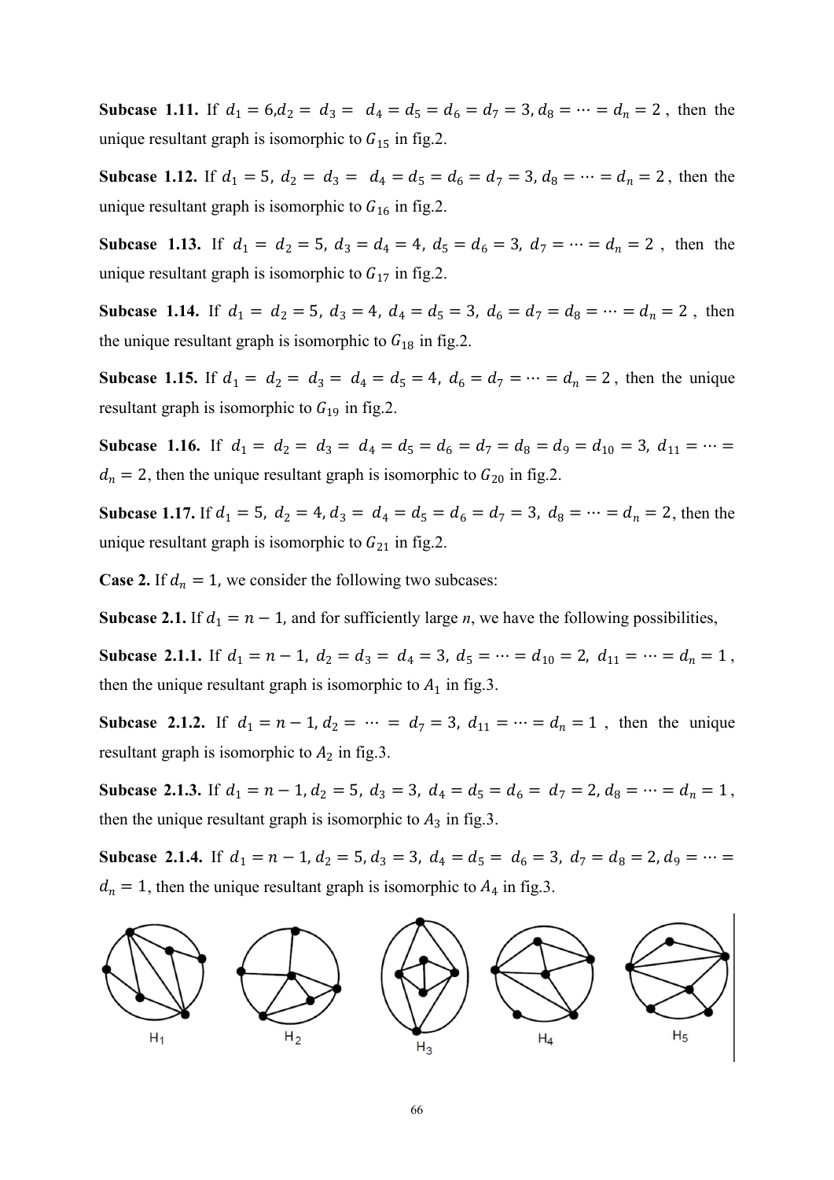**Subcase 1.11.** If $d_1 = 6, d_2 = d_3 = d_4 = d_5 = d_6 = d_7 = 3, d_8 = \cdots = d_n = 2$, then the unique resultant graph is isomorphic to $G_{15}$ in fig.2.

**Subcase 1.12.** If $d_1 = 5,\ d_2 = d_3 = d_4 = d_5 = d_6 = d_7 = 3, d_8 = \cdots = d_n = 2$, then the unique resultant graph is isomorphic to $G_{16}$ in fig.2.

**Subcase 1.13.** If $d_1 = d_2 = 5,\ d_3 = d_4 = 4,\ d_5 = d_6 = 3,\ d_7 = \cdots = d_n = 2$, then the unique resultant graph is isomorphic to $G_{17}$ in fig.2.

**Subcase 1.14.** If $d_1 = d_2 = 5,\ d_3 = 4,\ d_4 = d_5 = 3,\ d_6 = d_7 = d_8 = \cdots = d_n = 2$, then the unique resultant graph is isomorphic to $G_{18}$ in fig.2.

**Subcase 1.15.** If $d_1 = d_2 = d_3 = d_4 = d_5 = 4,\ d_6 = d_7 = \cdots = d_n = 2$, then the unique resultant graph is isomorphic to $G_{19}$ in fig.2.

**Subcase 1.16.** If $d_1 = d_2 = d_3 = d_4 = d_5 = d_6 = d_7 = d_8 = d_9 = d_{10} = 3,\ d_{11} = \cdots = d_n = 2$, then the unique resultant graph is isomorphic to $G_{20}$ in fig.2.

**Subcase 1.17.** If $d_1 = 5,\ d_2 = 4, d_3 = d_4 = d_5 = d_6 = d_7 = 3,\ d_8 = \cdots = d_n = 2$, then the unique resultant graph is isomorphic to $G_{21}$ in fig.2.

**Case 2.** If $d_n = 1$, we consider the following two subcases:

**Subcase 2.1.** If $d_1 = n - 1$, and for sufficiently large *n*, we have the following possibilities,

**Subcase 2.1.1.** If $d_1 = n - 1,\ d_2 = d_3 = d_4 = 3,\ d_5 = \cdots = d_{10} = 2,\ d_{11} = \cdots = d_n = 1$, then the unique resultant graph is isomorphic to $A_1$ in fig.3.

**Subcase 2.1.2.** If $d_1 = n - 1, d_2 = \cdots = d_7 = 3,\ d_{11} = \cdots = d_n = 1$, then the unique resultant graph is isomorphic to $A_2$ in fig.3.

**Subcase 2.1.3.** If $d_1 = n - 1, d_2 = 5,\ d_3 = 3,\ d_4 = d_5 = d_6 = d_7 = 2, d_8 = \cdots = d_n = 1$, then the unique resultant graph is isomorphic to $A_3$ in fig.3.

**Subcase 2.1.4.** If $d_1 = n - 1,\ d_2 = 5, d_3 = 3,\ d_4 = d_5 = d_6 = 3,\ d_7 = d_8 = 2, d_9 = \cdots = d_n = 1$, then the unique resultant graph is isomorphic to $A_4$ in fig.3.

H1 H2 H3 H4 H5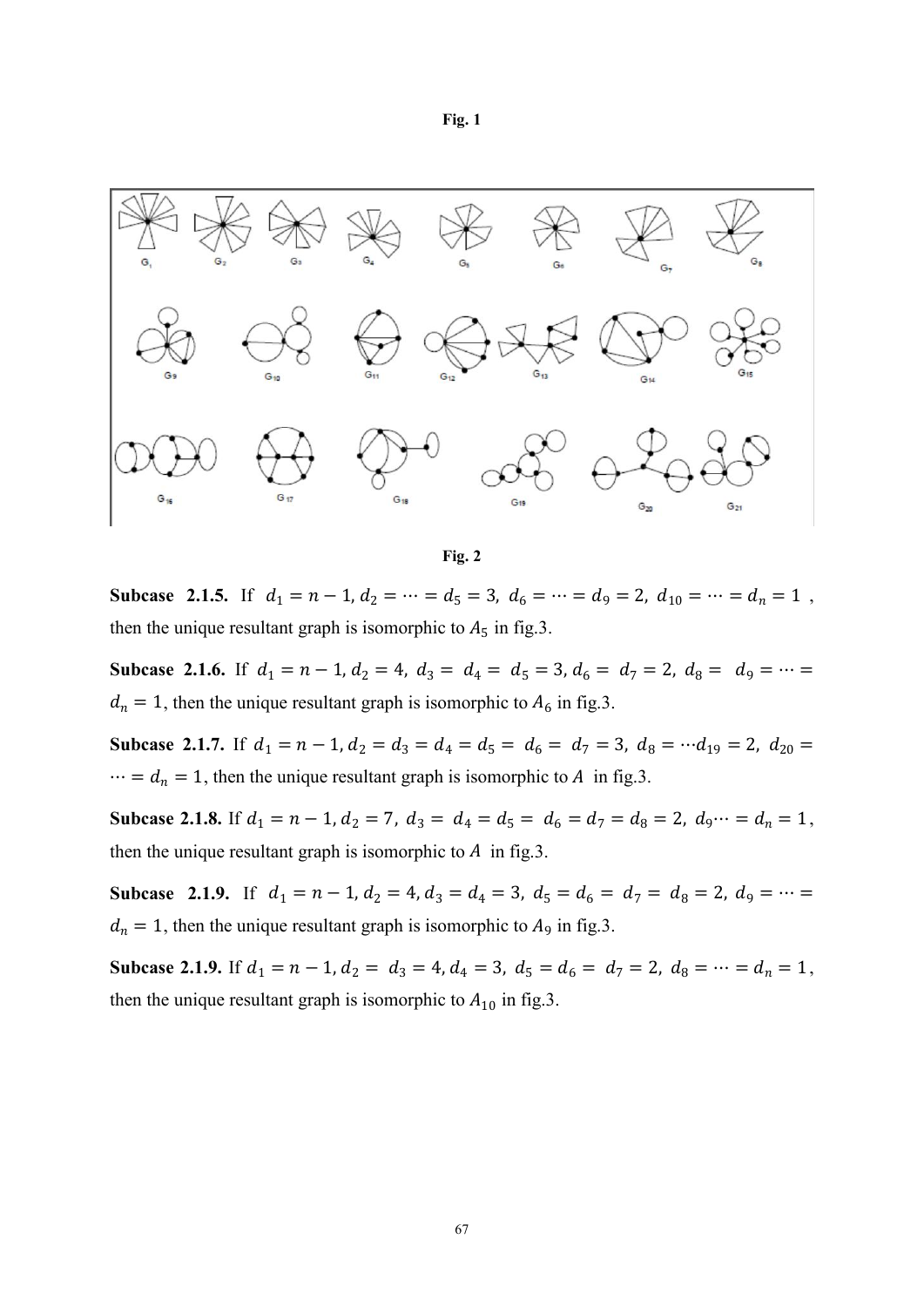**Fig. 1**

**Fig. 2**

**Subcase 2.1.5.** If $d_1 = n-1, d_2 = \cdots = d_5 = 3,\ d_6 = \cdots = d_9 = 2,\ d_{10} = \cdots = d_n = 1$, then the unique resultant graph is isomorphic to $A_5$ in fig.3.

**Subcase 2.1.6.** If $d_1 = n-1, d_2 = 4,\ d_3 = d_4 = d_5 = 3, d_6 = d_7 = 2,\ d_8 = d_9 = \cdots = d_n = 1$, then the unique resultant graph is isomorphic to $A_6$ in fig.3.

**Subcase 2.1.7.** If $d_1 = n-1, d_2 = d_3 = d_4 = d_5 = d_6 = d_7 = 3,\ d_8 = \cdots d_{19} = 2,\ d_{20} = \cdots = d_n = 1$, then the unique resultant graph is isomorphic to $A$ in fig.3.

**Subcase 2.1.8.** If $d_1 = n-1, d_2 = 7,\ d_3 = d_4 = d_5 = d_6 = d_7 = d_8 = 2,\ d_9 \cdots = d_n = 1$, then the unique resultant graph is isomorphic to $A$ in fig.3.

**Subcase 2.1.9.** If $d_1 = n-1, d_2 = 4, d_3 = d_4 = 3,\ d_5 = d_6 = d_7 = d_8 = 2,\ d_9 = \cdots = d_n = 1$, then the unique resultant graph is isomorphic to $A_9$ in fig.3.

**Subcase 2.1.9.** If $d_1 = n-1, d_2 = d_3 = 4, d_4 = 3,\ d_5 = d_6 = d_7 = 2,\ d_8 = \cdots = d_n = 1$, then the unique resultant graph is isomorphic to $A_{10}$ in fig.3.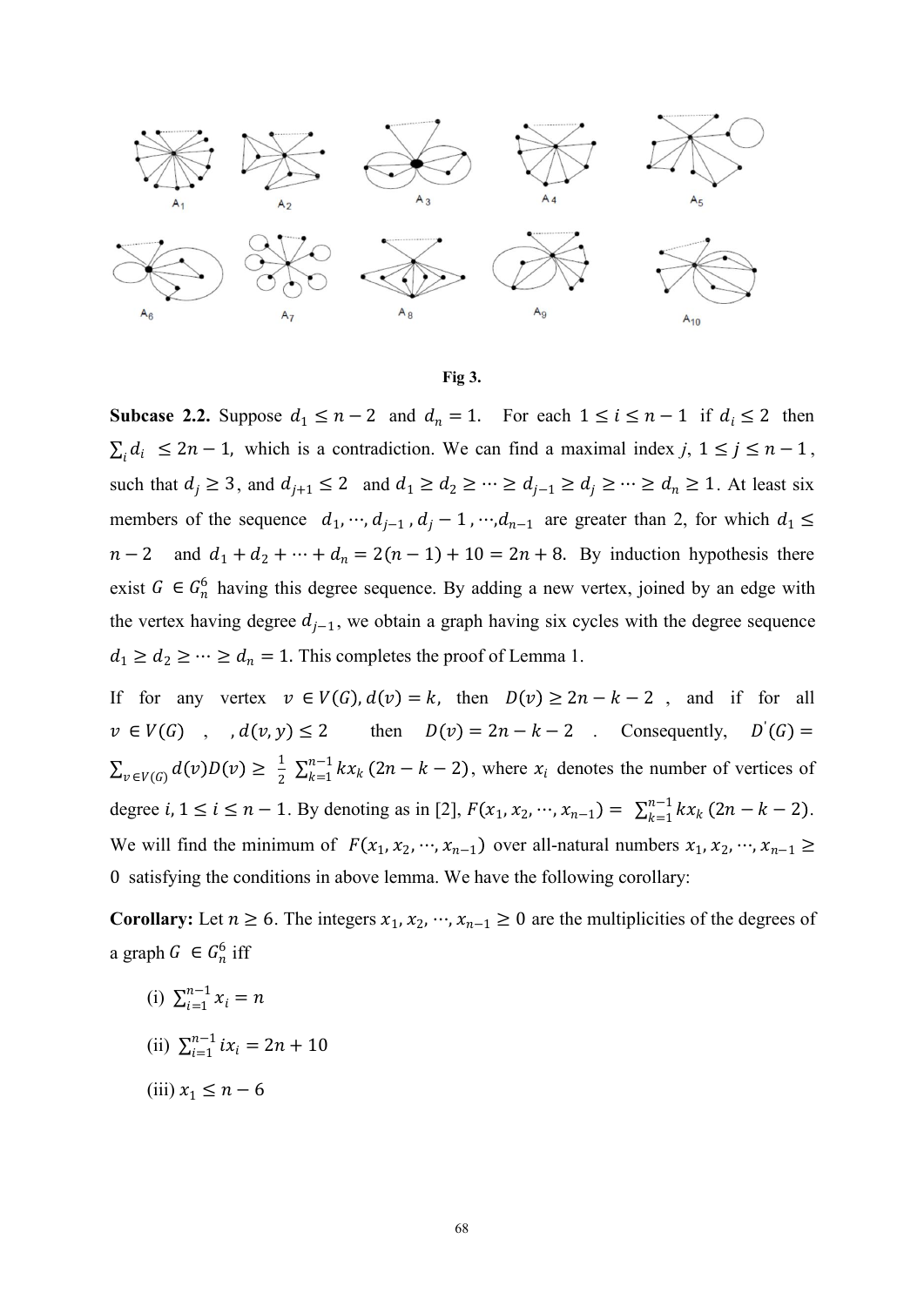Fig 3.

**Subcase 2.2.** Suppose $d_1 \le n-2$ and $d_n = 1$. For each $1 \le i \le n-1$ if $d_i \le 2$ then $\sum_i d_i \le 2n-1$, which is a contradiction. We can find a maximal index $j$, $1 \le j \le n-1$, such that $d_j \ge 3$, and $d_{j+1} \le 2$ and $d_1 \ge d_2 \ge \cdots \ge d_{j-1} \ge d_j \ge \cdots \ge d_n \ge 1$. At least six members of the sequence $d_1, \cdots, d_{j-1}, d_j - 1, \cdots, d_{n-1}$ are greater than 2, for which $d_1 \le n-2$ and $d_1 + d_2 + \cdots + d_n = 2(n-1) + 10 = 2n + 8$. By induction hypothesis there exist $G \in G_n^6$ having this degree sequence. By adding a new vertex, joined by an edge with the vertex having degree $d_{j-1}$, we obtain a graph having six cycles with the degree sequence $d_1 \ge d_2 \ge \cdots \ge d_n = 1$. This completes the proof of Lemma 1.

If for any vertex $v \in V(G), d(v) = k$, then $D(v) \ge 2n - k - 2$, and if for all $v \in V(G)$, $, d(v, y) \le 2$ then $D(v) = 2n - k - 2$. Consequently, $D^{'}(G) = \sum_{v \in V(G)} d(v)D(v) \ge \frac{1}{2}\sum_{k=1}^{n-1} kx_k\,(2n-k-2)$, where $x_i$ denotes the number of vertices of degree $i$, $1 \le i \le n-1$. By denoting as in [2], $F(x_1, x_2, \cdots, x_{n-1}) = \sum_{k=1}^{n-1} kx_k\,(2n-k-2)$. We will find the minimum of $F(x_1, x_2, \cdots, x_{n-1})$ over all-natural numbers $x_1, x_2, \cdots, x_{n-1} \ge 0$ satisfying the conditions in above lemma. We have the following corollary:

**Corollary:** Let $n \ge 6$. The integers $x_1, x_2, \cdots, x_{n-1} \ge 0$ are the multiplicities of the degrees of a graph $G \in G_n^6$ iff

(i) $\sum_{i=1}^{n-1} x_i = n$

(ii) $\sum_{i=1}^{n-1} ix_i = 2n + 10$

(iii) $x_1 \le n - 6$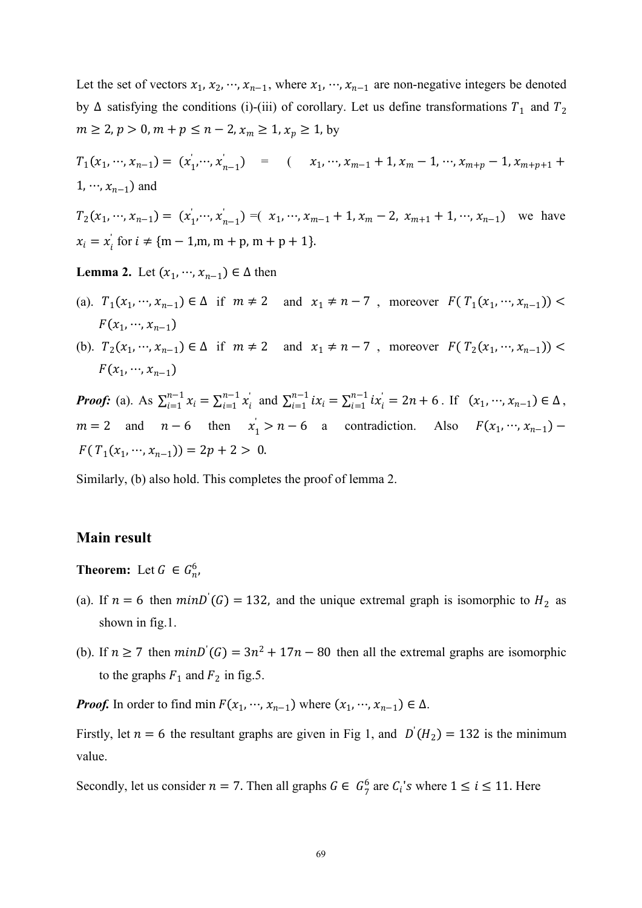Let the set of vectors $x_1, x_2, \cdots, x_{n-1}$, where $x_1, \cdots, x_{n-1}$ are non-negative integers be denoted by $\Delta$ satisfying the conditions (i)-(iii) of corollary. Let us define transformations $T_1$ and $T_2$ $m \geq 2, p > 0, m + p \leq n - 2, x_m \geq 1, x_p \geq 1$, by

$T_1(x_1, \cdots, x_{n-1}) = (x'_1, \cdots, x'_{n-1}) = (x_1, \cdots, x_{m-1} + 1, x_m - 1, \cdots, x_{m+p} - 1, x_{m+p+1} + 1, \cdots, x_{n-1})$ and

$T_2(x_1, \cdots, x_{n-1}) = (x'_1, \cdots, x'_{n-1}) = (x_1, \cdots, x_{m-1} + 1, x_m - 2, x_{m+1} + 1, \cdots, x_{n-1})$ we have $x_i = x'_i$ for $i \neq \{m-1, m, m+p, m+p+1\}$.

**Lemma 2.** Let $(x_1, \cdots, x_{n-1}) \in \Delta$ then

(a). $T_1(x_1, \cdots, x_{n-1}) \in \Delta$ if $m \neq 2$ and $x_1 \neq n - 7$, moreover $F(T_1(x_1, \cdots, x_{n-1})) < F(x_1, \cdots, x_{n-1})$

(b). $T_2(x_1, \cdots, x_{n-1}) \in \Delta$ if $m \neq 2$ and $x_1 \neq n - 7$, moreover $F(T_2(x_1, \cdots, x_{n-1})) < F(x_1, \cdots, x_{n-1})$

***Proof:*** (a). As $\sum_{i=1}^{n-1} x_i = \sum_{i=1}^{n-1} x'_i$ and $\sum_{i=1}^{n-1} ix_i = \sum_{i=1}^{n-1} ix'_i = 2n + 6$. If $(x_1, \cdots, x_{n-1}) \in \Delta$, $m = 2$ and $n - 6$ then $x'_1 > n - 6$ a contradiction. Also $F(x_1, \cdots, x_{n-1}) - F(T_1(x_1, \cdots, x_{n-1})) = 2p + 2 > 0$.

Similarly, (b) also hold. This completes the proof of lemma 2.

## Main result

**Theorem:** Let $G \in G_n^6$,

(a). If $n = 6$ then $minD'(G) = 132$, and the unique extremal graph is isomorphic to $H_2$ as shown in fig.1.

(b). If $n \geq 7$ then $minD'(G) = 3n^2 + 17n - 80$ then all the extremal graphs are isomorphic to the graphs $F_1$ and $F_2$ in fig.5.

***Proof.*** In order to find min $F(x_1, \cdots, x_{n-1})$ where $(x_1, \cdots, x_{n-1}) \in \Delta$.

Firstly, let $n = 6$ the resultant graphs are given in Fig 1, and $D'(H_2) = 132$ is the minimum value.

Secondly, let us consider $n = 7$. Then all graphs $G \in G_7^6$ are $C_i$'s where $1 \leq i \leq 11$. Here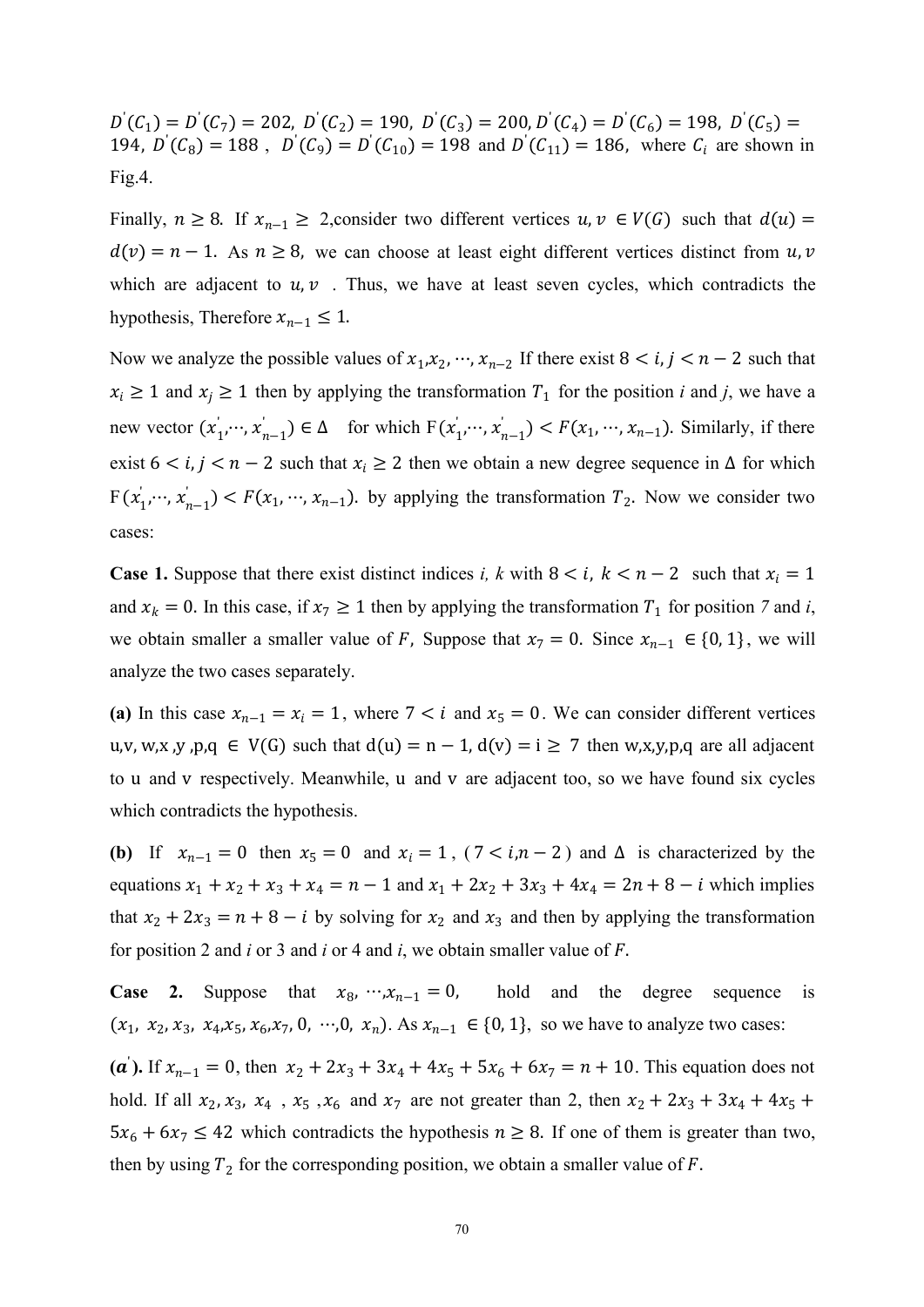$D^{'}(C_1) = D^{'}(C_7) = 202$, $D^{'}(C_2) = 190$, $D^{'}(C_3) = 200$, $D^{'}(C_4) = D^{'}(C_6) = 198$, $D^{'}(C_5) = 194$, $D^{'}(C_8) = 188$, $D^{'}(C_9) = D^{'}(C_{10}) = 198$ and $D^{'}(C_{11}) = 186$, where $C_i$ are shown in Fig.4.

Finally, $n \geq 8$. If $x_{n-1} \geq 2$,consider two different vertices $u, v \in V(G)$ such that $d(u) = d(v) = n - 1$. As $n \geq 8$, we can choose at least eight different vertices distinct from $u, v$ which are adjacent to $u, v$ . Thus, we have at least seven cycles, which contradicts the hypothesis, Therefore $x_{n-1} \leq 1$.

Now we analyze the possible values of $x_1, x_2, \cdots, x_{n-2}$ If there exist $8 < i, j < n - 2$ such that $x_i \geq 1$ and $x_j \geq 1$ then by applying the transformation $T_1$ for the position *i* and *j*, we have a new vector $(x_1^{'}, \cdots, x_{n-1}^{'}) \in \Delta$ for which $F(x_1^{'}, \cdots, x_{n-1}^{'}) < F(x_1, \cdots, x_{n-1})$. Similarly, if there exist $6 < i, j < n - 2$ such that $x_i \geq 2$ then we obtain a new degree sequence in $\Delta$ for which $F(x_1^{'}, \cdots, x_{n-1}^{'}) < F(x_1, \cdots, x_{n-1})$. by applying the transformation $T_2$. Now we consider two cases:

**Case 1.** Suppose that there exist distinct indices *i, k* with $8 < i,\ k < n - 2$ such that $x_i = 1$ and $x_k = 0$. In this case, if $x_7 \geq 1$ then by applying the transformation $T_1$ for position *7* and *i*, we obtain smaller a smaller value of $F$, Suppose that $x_7 = 0$. Since $x_{n-1} \in \{0, 1\}$, we will analyze the two cases separately.

**(a)** In this case $x_{n-1} = x_i = 1$, where $7 < i$ and $x_5 = 0$. We can consider different vertices u,v, w,x ,y ,p,q $\in$ V(G) such that $d(u) = n - 1$, $d(v) = i \geq 7$ then w,x,y,p,q are all adjacent to u and v respectively. Meanwhile, u and v are adjacent too, so we have found six cycles which contradicts the hypothesis.

**(b)** If $x_{n-1} = 0$ then $x_5 = 0$ and $x_i = 1$, ( $7 < i, n - 2$ ) and $\Delta$ is characterized by the equations $x_1 + x_2 + x_3 + x_4 = n - 1$ and $x_1 + 2x_2 + 3x_3 + 4x_4 = 2n + 8 - i$ which implies that $x_2 + 2x_3 = n + 8 - i$ by solving for $x_2$ and $x_3$ and then by applying the transformation for position 2 and *i* or 3 and *i* or 4 and *i*, we obtain smaller value of $F$.

**Case 2.** Suppose that $x_8, \cdots, x_{n-1} = 0$, hold and the degree sequence is $(x_1,\ x_2, x_3,\ x_4, x_5, x_6, x_7, 0,\ \cdots, 0,\ x_n)$. As $x_{n-1} \in \{0, 1\}$, so we have to analyze two cases:

**($a^{'}$).** If $x_{n-1} = 0$, then $x_2 + 2x_3 + 3x_4 + 4x_5 + 5x_6 + 6x_7 = n + 10$. This equation does not hold. If all $x_2, x_3,\ x_4$ , $x_5$ , $x_6$ and $x_7$ are not greater than 2, then $x_2 + 2x_3 + 3x_4 + 4x_5 + 5x_6 + 6x_7 \leq 42$ which contradicts the hypothesis $n \geq 8$. If one of them is greater than two, then by using $T_2$ for the corresponding position, we obtain a smaller value of $F$.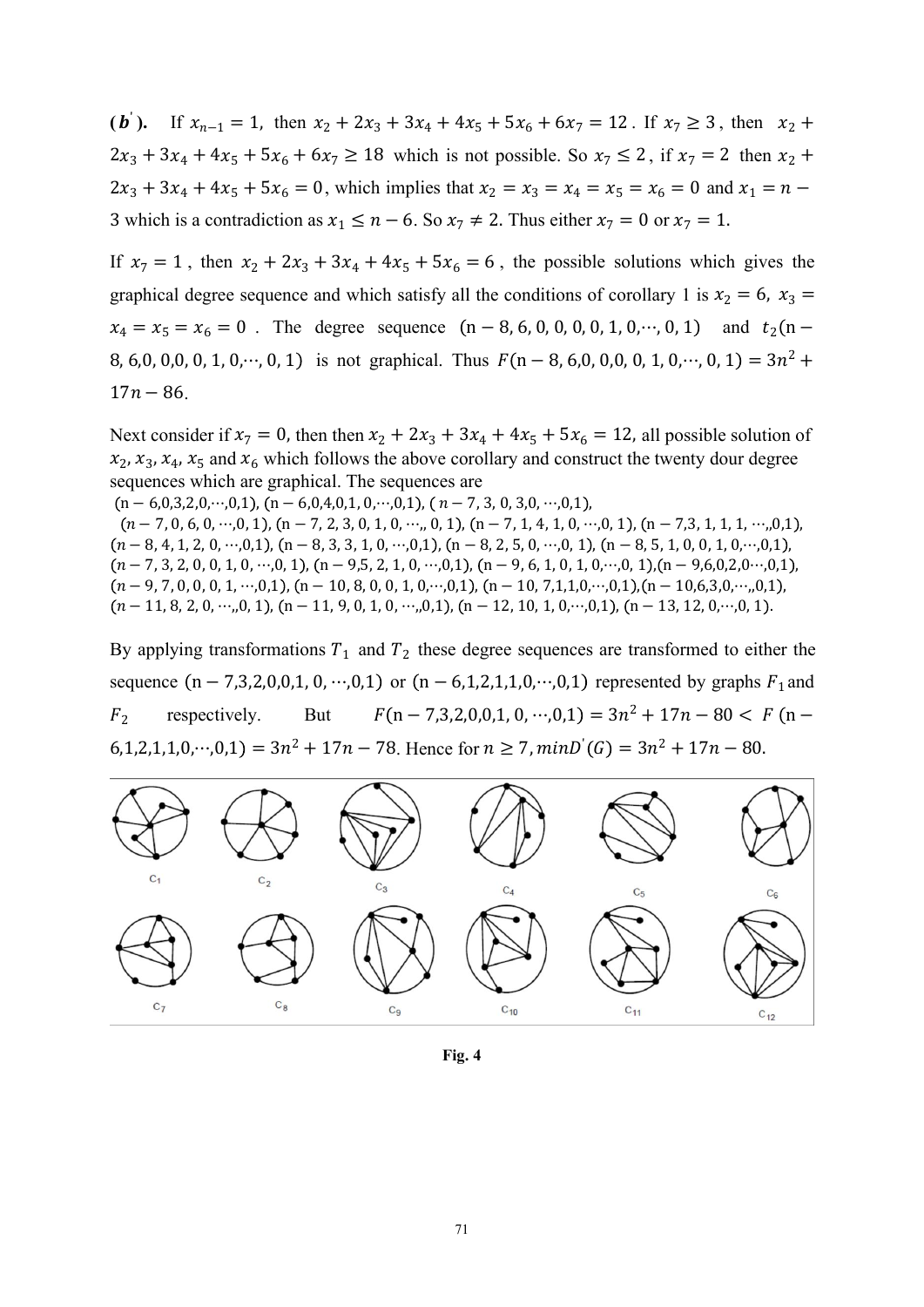**($b'$).** If $x_{n-1} = 1$, then $x_2 + 2x_3 + 3x_4 + 4x_5 + 5x_6 + 6x_7 = 12$. If $x_7 \geq 3$, then $x_2 + 2x_3 + 3x_4 + 4x_5 + 5x_6 + 6x_7 \geq 18$ which is not possible. So $x_7 \leq 2$, if $x_7 = 2$ then $x_2 + 2x_3 + 3x_4 + 4x_5 + 5x_6 = 0$, which implies that $x_2 = x_3 = x_4 = x_5 = x_6 = 0$ and $x_1 = n - 3$ which is a contradiction as $x_1 \leq n - 6$. So $x_7 \neq 2$. Thus either $x_7 = 0$ or $x_7 = 1$.

If $x_7 = 1$, then $x_2 + 2x_3 + 3x_4 + 4x_5 + 5x_6 = 6$, the possible solutions which gives the graphical degree sequence and which satisfy all the conditions of corollary 1 is $x_2 = 6$, $x_3 = x_4 = x_5 = x_6 = 0$. The degree sequence $(n - 8, 6, 0, 0, 0, 0, 1, 0, \cdots, 0, 1)$ and $t_2(n - 8, 6, 0, 0, 0, 0, 1, 0, \cdots, 0, 1)$ is not graphical. Thus $F(n - 8, 6, 0, 0, 0, 0, 1, 0, \cdots, 0, 1) = 3n^2 + 17n - 86$.

Next consider if $x_7 = 0$, then then $x_2 + 2x_3 + 3x_4 + 4x_5 + 5x_6 = 12$, all possible solution of $x_2, x_3, x_4, x_5$ and $x_6$ which follows the above corollary and construct the twenty dour degree sequences which are graphical. The sequences are

$(n - 6,0,3,2,0,\cdots,0,1)$, $(n - 6,0,4,0,1,0,\cdots,0,1)$, $(n - 7, 3, 0, 3, 0, \cdots, 0,1)$, $(n - 7, 0, 6, 0, \cdots, 0, 1)$, $(n - 7, 2, 3, 0, 1, 0, \cdots, 0, 1)$, $(n - 7, 1, 4, 1, 0, \cdots, 0, 1)$, $(n - 7, 3, 1, 1, 1, \cdots, 0, 1)$, $(n - 8, 4, 1, 2, 0, \cdots, 0, 1)$, $(n - 8, 3, 3, 1, 0, \cdots, 0, 1)$, $(n - 8, 2, 5, 0, \cdots, 0, 1)$, $(n - 8, 5, 1, 0, 0, 1, 0, \cdots, 0, 1)$, $(n - 7, 3, 2, 0, 0, 1, 0, \cdots, 0, 1)$, $(n - 9, 5, 2, 1, 0, \cdots, 0, 1)$, $(n - 9, 6, 1, 0, 1, 0, \cdots, 0, 1)$, $(n - 9, 6, 0, 2, 0, \cdots, 0, 1)$, $(n - 9, 7, 0, 0, 0, 1, \cdots, 0, 1)$, $(n - 10, 8, 0, 0, 1, 0, \cdots, 0, 1)$, $(n - 10, 7, 1, 1, 0, \cdots, 0, 1)$, $(n - 10, 6, 3, 0, \cdots, 0, 1)$, $(n - 11, 8, 2, 0, \cdots, 0, 1)$, $(n - 11, 9, 0, 1, 0, \cdots, 0, 1)$, $(n - 12, 10, 1, 0, \cdots, 0, 1)$, $(n - 13, 12, 0, \cdots, 0, 1)$.

By applying transformations $T_1$ and $T_2$ these degree sequences are transformed to either the sequence $(n - 7, 3, 2, 0, 0, 1, 0, \cdots, 0, 1)$ or $(n - 6, 1, 2, 1, 1, 0, \cdots, 0, 1)$ represented by graphs $F_1$ and $F_2$ respectively. But $F(n - 7, 3, 2, 0, 0, 1, 0, \cdots, 0, 1) = 3n^2 + 17n - 80 < F(n - 6, 1, 2, 1, 1, 0, \cdots, 0, 1) = 3n^2 + 17n - 78$. Hence for $n \geq 7, minD'(G) = 3n^2 + 17n - 80$.

**Fig. 4**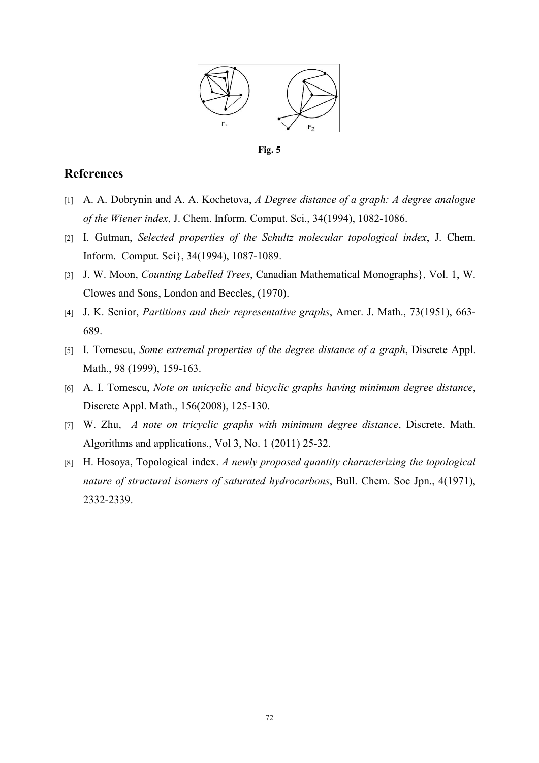F1 F2

**Fig. 5**

## References

1. [1] A. A. Dobrynin and A. A. Kochetova, *A Degree distance of a graph: A degree analogue of the Wiener index*, J. Chem. Inform. Comput. Sci., 34(1994), 1082-1086.
2. [2] I. Gutman, *Selected properties of the Schultz molecular topological index*, J. Chem. Inform. Comput. Sci}, 34(1994), 1087-1089.
3. [3] J. W. Moon, *Counting Labelled Trees*, Canadian Mathematical Monographs}, Vol. 1, W. Clowes and Sons, London and Beccles, (1970).
4. [4] J. K. Senior, *Partitions and their representative graphs*, Amer. J. Math., 73(1951), 663-689.
5. [5] I. Tomescu, *Some extremal properties of the degree distance of a graph*, Discrete Appl. Math., 98 (1999), 159-163.
6. [6] A. I. Tomescu, *Note on unicyclic and bicyclic graphs having minimum degree distance*, Discrete Appl. Math., 156(2008), 125-130.
7. [7] W. Zhu, *A note on tricyclic graphs with minimum degree distance*, Discrete. Math. Algorithms and applications., Vol 3, No. 1 (2011) 25-32.
8. [8] H. Hosoya, Topological index. *A newly proposed quantity characterizing the topological nature of structural isomers of saturated hydrocarbons*, Bull. Chem. Soc Jpn., 4(1971), 2332-2339.